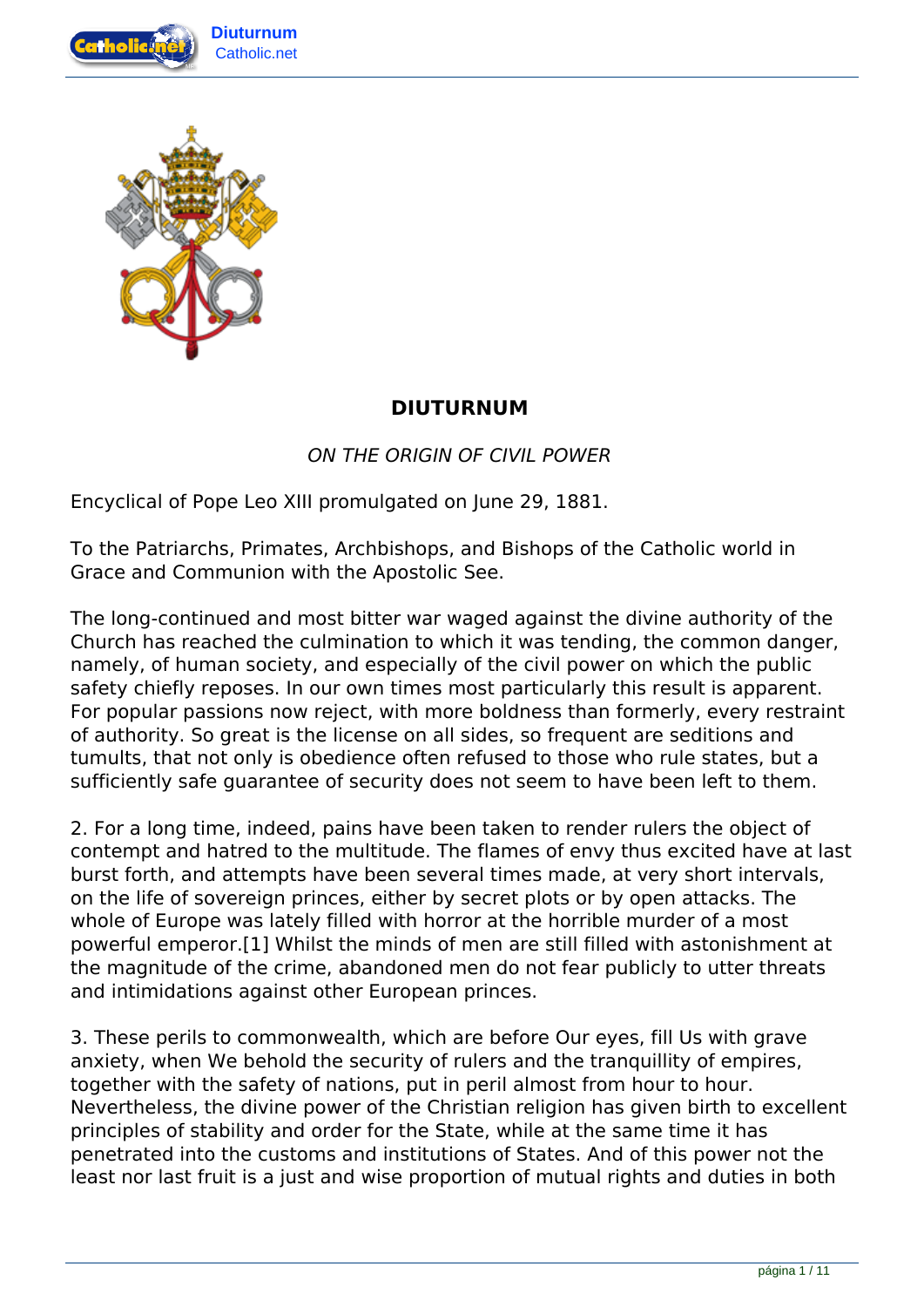# DIUTURNUM

*ON THE ORIGIN OF CIVIL POWER*

Encyclical of Pope Leo XIII promulgated on June 29, 1881.

To the Patriarchs, Primates, Archbishops, and Bishops of the Catholic world in Grace and Communion with the Apostolic See.

The long-continued and most bitter war waged against the divine authority of the Church has reached the culmination to which it was tending, the common danger, namely, of human society, and especially of the civil power on which the public safety chiefly reposes. In our own times most particularly this result is apparent. For popular passions now reject, with more boldness than formerly, every restraint of authority. So great is the license on all sides, so frequent are seditions and tumults, that not only is obedience often refused to those who rule states, but a sufficiently safe guarantee of security does not seem to have been left to them.

2. For a long time, indeed, pains have been taken to render rulers the object of contempt and hatred to the multitude. The flames of envy thus excited have at last burst forth, and attempts have been several times made, at very short intervals, on the life of sovereign princes, either by secret plots or by open attacks. The whole of Europe was lately filled with horror at the horrible murder of a most powerful emperor.[1] Whilst the minds of men are still filled with astonishment at the magnitude of the crime, abandoned men do not fear publicly to utter threats and intimidations against other European princes.

3. These perils to commonwealth, which are before Our eyes, fill Us with grave anxiety, when We behold the security of rulers and the tranquillity of empires, together with the safety of nations, put in peril almost from hour to hour. Nevertheless, the divine power of the Christian religion has given birth to excellent principles of stability and order for the State, while at the same time it has penetrated into the customs and institutions of States. And of this power not the least nor last fruit is a just and wise proportion of mutual rights and duties in both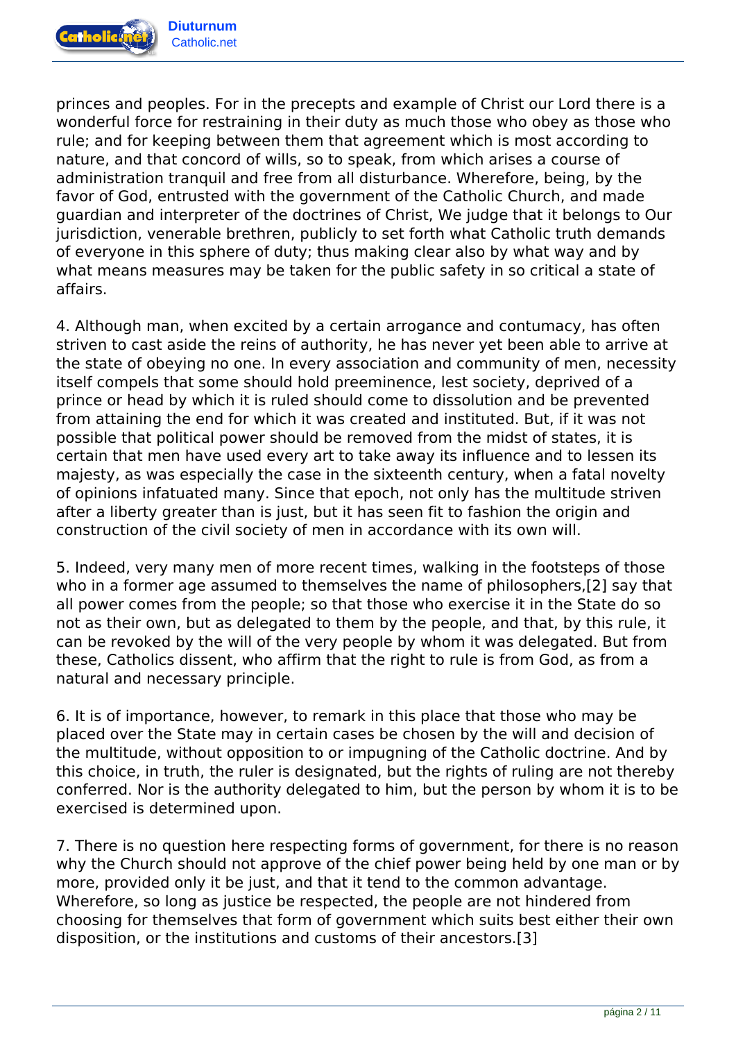princes and peoples. For in the precepts and example of Christ our Lord there is a wonderful force for restraining in their duty as much those who obey as those who rule; and for keeping between them that agreement which is most according to nature, and that concord of wills, so to speak, from which arises a course of administration tranquil and free from all disturbance. Wherefore, being, by the favor of God, entrusted with the government of the Catholic Church, and made guardian and interpreter of the doctrines of Christ, We judge that it belongs to Our jurisdiction, venerable brethren, publicly to set forth what Catholic truth demands of everyone in this sphere of duty; thus making clear also by what way and by what means measures may be taken for the public safety in so critical a state of affairs.

4. Although man, when excited by a certain arrogance and contumacy, has often striven to cast aside the reins of authority, he has never yet been able to arrive at the state of obeying no one. In every association and community of men, necessity itself compels that some should hold preeminence, lest society, deprived of a prince or head by which it is ruled should come to dissolution and be prevented from attaining the end for which it was created and instituted. But, if it was not possible that political power should be removed from the midst of states, it is certain that men have used every art to take away its influence and to lessen its majesty, as was especially the case in the sixteenth century, when a fatal novelty of opinions infatuated many. Since that epoch, not only has the multitude striven after a liberty greater than is just, but it has seen fit to fashion the origin and construction of the civil society of men in accordance with its own will.

5. Indeed, very many men of more recent times, walking in the footsteps of those who in a former age assumed to themselves the name of philosophers,[2] say that all power comes from the people; so that those who exercise it in the State do so not as their own, but as delegated to them by the people, and that, by this rule, it can be revoked by the will of the very people by whom it was delegated. But from these, Catholics dissent, who affirm that the right to rule is from God, as from a natural and necessary principle.

6. It is of importance, however, to remark in this place that those who may be placed over the State may in certain cases be chosen by the will and decision of the multitude, without opposition to or impugning of the Catholic doctrine. And by this choice, in truth, the ruler is designated, but the rights of ruling are not thereby conferred. Nor is the authority delegated to him, but the person by whom it is to be exercised is determined upon.

7. There is no question here respecting forms of government, for there is no reason why the Church should not approve of the chief power being held by one man or by more, provided only it be just, and that it tend to the common advantage. Wherefore, so long as justice be respected, the people are not hindered from choosing for themselves that form of government which suits best either their own disposition, or the institutions and customs of their ancestors.[3]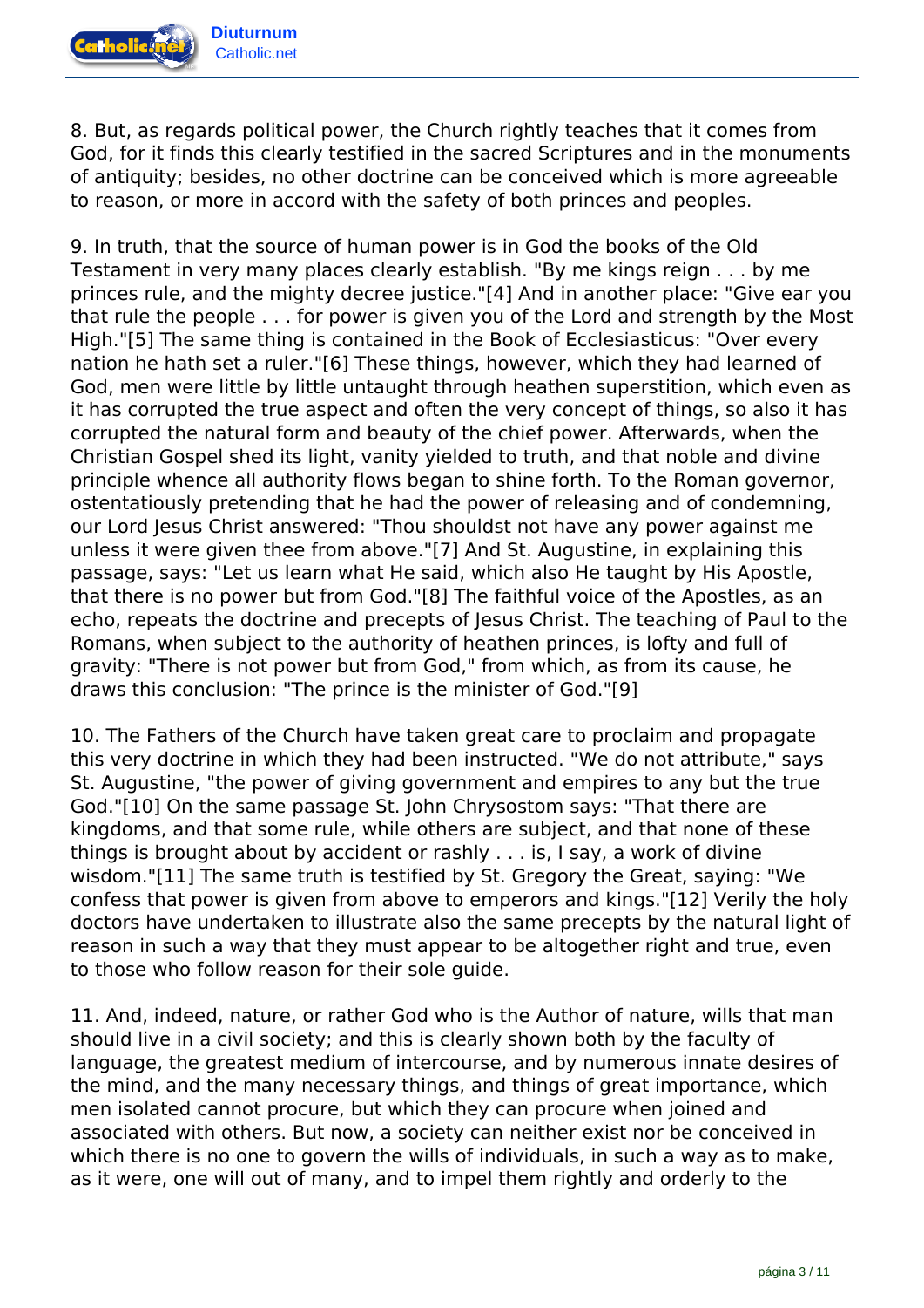8. But, as regards political power, the Church rightly teaches that it comes from God, for it finds this clearly testified in the sacred Scriptures and in the monuments of antiquity; besides, no other doctrine can be conceived which is more agreeable to reason, or more in accord with the safety of both princes and peoples.

9. In truth, that the source of human power is in God the books of the Old Testament in very many places clearly establish. "By me kings reign . . . by me princes rule, and the mighty decree justice."[4] And in another place: "Give ear you that rule the people . . . for power is given you of the Lord and strength by the Most High."[5] The same thing is contained in the Book of Ecclesiasticus: "Over every nation he hath set a ruler."[6] These things, however, which they had learned of God, men were little by little untaught through heathen superstition, which even as it has corrupted the true aspect and often the very concept of things, so also it has corrupted the natural form and beauty of the chief power. Afterwards, when the Christian Gospel shed its light, vanity yielded to truth, and that noble and divine principle whence all authority flows began to shine forth. To the Roman governor, ostentatiously pretending that he had the power of releasing and of condemning, our Lord Jesus Christ answered: "Thou shouldst not have any power against me unless it were given thee from above."[7] And St. Augustine, in explaining this passage, says: "Let us learn what He said, which also He taught by His Apostle, that there is no power but from God."[8] The faithful voice of the Apostles, as an echo, repeats the doctrine and precepts of Jesus Christ. The teaching of Paul to the Romans, when subject to the authority of heathen princes, is lofty and full of gravity: "There is not power but from God," from which, as from its cause, he draws this conclusion: "The prince is the minister of God."[9]

10. The Fathers of the Church have taken great care to proclaim and propagate this very doctrine in which they had been instructed. "We do not attribute," says St. Augustine, "the power of giving government and empires to any but the true God."[10] On the same passage St. John Chrysostom says: "That there are kingdoms, and that some rule, while others are subject, and that none of these things is brought about by accident or rashly . . . is, I say, a work of divine wisdom."[11] The same truth is testified by St. Gregory the Great, saying: "We confess that power is given from above to emperors and kings."[12] Verily the holy doctors have undertaken to illustrate also the same precepts by the natural light of reason in such a way that they must appear to be altogether right and true, even to those who follow reason for their sole guide.

11. And, indeed, nature, or rather God who is the Author of nature, wills that man should live in a civil society; and this is clearly shown both by the faculty of language, the greatest medium of intercourse, and by numerous innate desires of the mind, and the many necessary things, and things of great importance, which men isolated cannot procure, but which they can procure when joined and associated with others. But now, a society can neither exist nor be conceived in which there is no one to govern the wills of individuals, in such a way as to make, as it were, one will out of many, and to impel them rightly and orderly to the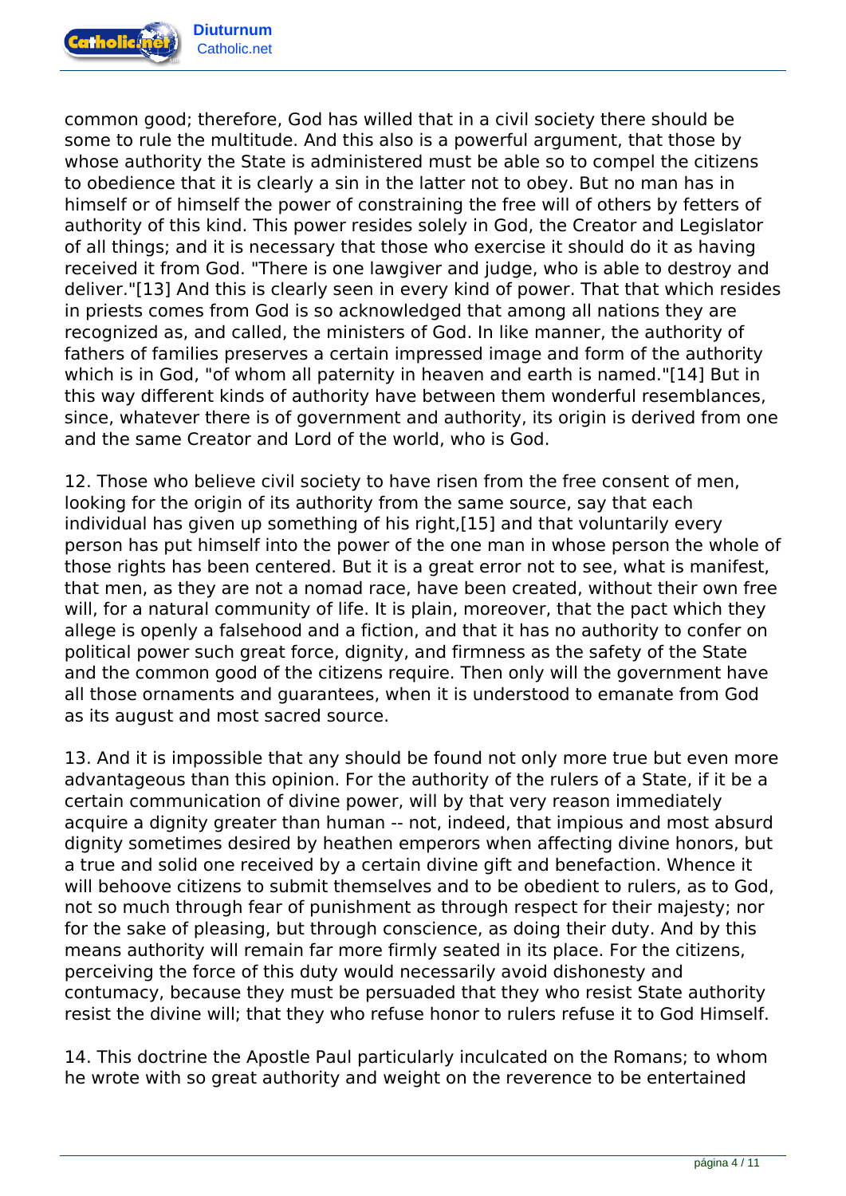common good; therefore, God has willed that in a civil society there should be some to rule the multitude. And this also is a powerful argument, that those by whose authority the State is administered must be able so to compel the citizens to obedience that it is clearly a sin in the latter not to obey. But no man has in himself or of himself the power of constraining the free will of others by fetters of authority of this kind. This power resides solely in God, the Creator and Legislator of all things; and it is necessary that those who exercise it should do it as having received it from God. "There is one lawgiver and judge, who is able to destroy and deliver."[13] And this is clearly seen in every kind of power. That that which resides in priests comes from God is so acknowledged that among all nations they are recognized as, and called, the ministers of God. In like manner, the authority of fathers of families preserves a certain impressed image and form of the authority which is in God, "of whom all paternity in heaven and earth is named."[14] But in this way different kinds of authority have between them wonderful resemblances, since, whatever there is of government and authority, its origin is derived from one and the same Creator and Lord of the world, who is God.

12. Those who believe civil society to have risen from the free consent of men, looking for the origin of its authority from the same source, say that each individual has given up something of his right,[15] and that voluntarily every person has put himself into the power of the one man in whose person the whole of those rights has been centered. But it is a great error not to see, what is manifest, that men, as they are not a nomad race, have been created, without their own free will, for a natural community of life. It is plain, moreover, that the pact which they allege is openly a falsehood and a fiction, and that it has no authority to confer on political power such great force, dignity, and firmness as the safety of the State and the common good of the citizens require. Then only will the government have all those ornaments and guarantees, when it is understood to emanate from God as its august and most sacred source.

13. And it is impossible that any should be found not only more true but even more advantageous than this opinion. For the authority of the rulers of a State, if it be a certain communication of divine power, will by that very reason immediately acquire a dignity greater than human -- not, indeed, that impious and most absurd dignity sometimes desired by heathen emperors when affecting divine honors, but a true and solid one received by a certain divine gift and benefaction. Whence it will behoove citizens to submit themselves and to be obedient to rulers, as to God, not so much through fear of punishment as through respect for their majesty; nor for the sake of pleasing, but through conscience, as doing their duty. And by this means authority will remain far more firmly seated in its place. For the citizens, perceiving the force of this duty would necessarily avoid dishonesty and contumacy, because they must be persuaded that they who resist State authority resist the divine will; that they who refuse honor to rulers refuse it to God Himself.

14. This doctrine the Apostle Paul particularly inculcated on the Romans; to whom he wrote with so great authority and weight on the reverence to be entertained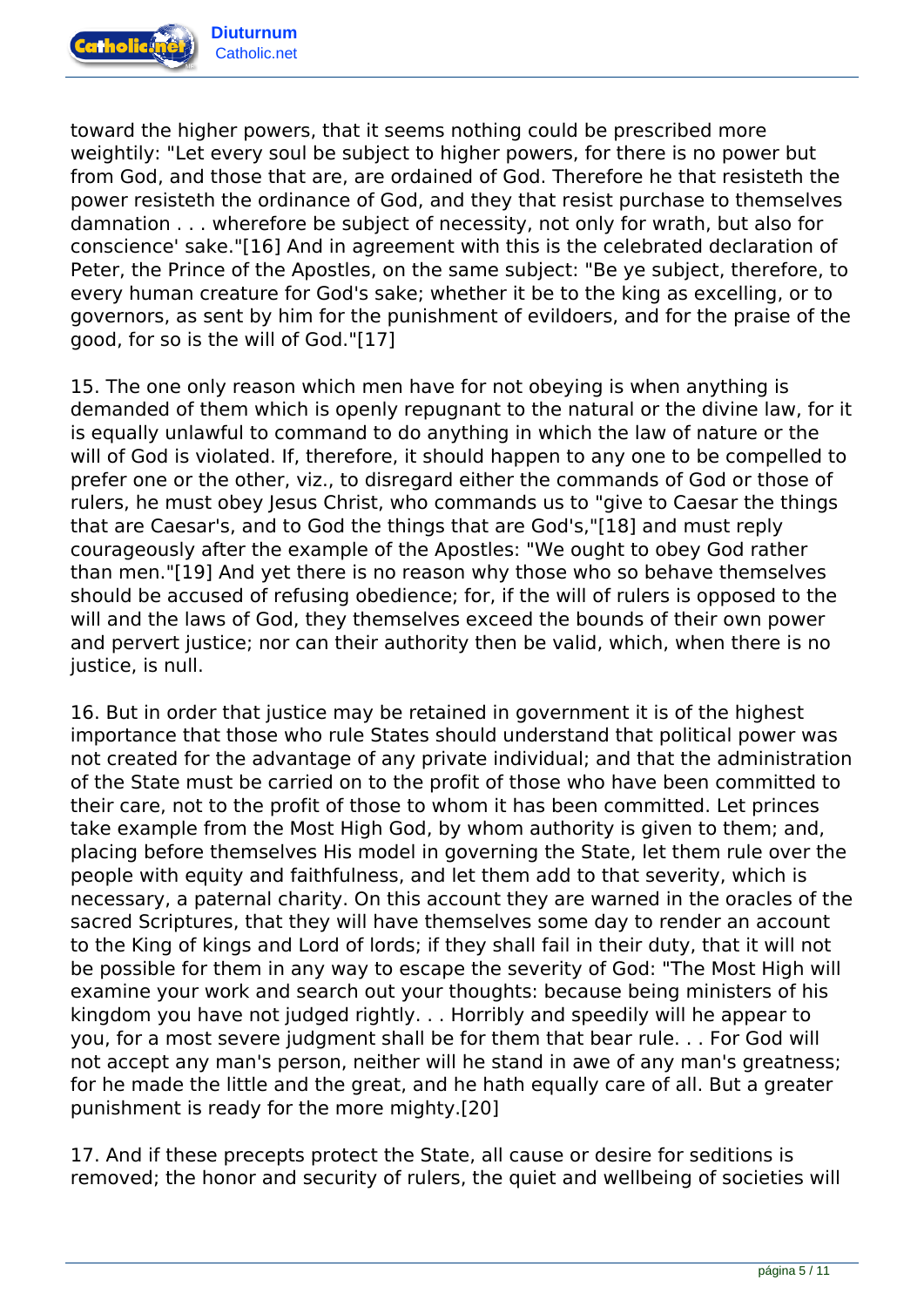toward the higher powers, that it seems nothing could be prescribed more weightily: "Let every soul be subject to higher powers, for there is no power but from God, and those that are, are ordained of God. Therefore he that resisteth the power resisteth the ordinance of God, and they that resist purchase to themselves damnation . . . wherefore be subject of necessity, not only for wrath, but also for conscience' sake."[16] And in agreement with this is the celebrated declaration of Peter, the Prince of the Apostles, on the same subject: "Be ye subject, therefore, to every human creature for God's sake; whether it be to the king as excelling, or to governors, as sent by him for the punishment of evildoers, and for the praise of the good, for so is the will of God."[17]

15. The one only reason which men have for not obeying is when anything is demanded of them which is openly repugnant to the natural or the divine law, for it is equally unlawful to command to do anything in which the law of nature or the will of God is violated. If, therefore, it should happen to any one to be compelled to prefer one or the other, viz., to disregard either the commands of God or those of rulers, he must obey Jesus Christ, who commands us to "give to Caesar the things that are Caesar's, and to God the things that are God's,"[18] and must reply courageously after the example of the Apostles: "We ought to obey God rather than men."[19] And yet there is no reason why those who so behave themselves should be accused of refusing obedience; for, if the will of rulers is opposed to the will and the laws of God, they themselves exceed the bounds of their own power and pervert justice; nor can their authority then be valid, which, when there is no justice, is null.

16. But in order that justice may be retained in government it is of the highest importance that those who rule States should understand that political power was not created for the advantage of any private individual; and that the administration of the State must be carried on to the profit of those who have been committed to their care, not to the profit of those to whom it has been committed. Let princes take example from the Most High God, by whom authority is given to them; and, placing before themselves His model in governing the State, let them rule over the people with equity and faithfulness, and let them add to that severity, which is necessary, a paternal charity. On this account they are warned in the oracles of the sacred Scriptures, that they will have themselves some day to render an account to the King of kings and Lord of lords; if they shall fail in their duty, that it will not be possible for them in any way to escape the severity of God: "The Most High will examine your work and search out your thoughts: because being ministers of his kingdom you have not judged rightly. . . Horribly and speedily will he appear to you, for a most severe judgment shall be for them that bear rule. . . For God will not accept any man's person, neither will he stand in awe of any man's greatness; for he made the little and the great, and he hath equally care of all. But a greater punishment is ready for the more mighty.[20]

17. And if these precepts protect the State, all cause or desire for seditions is removed; the honor and security of rulers, the quiet and wellbeing of societies will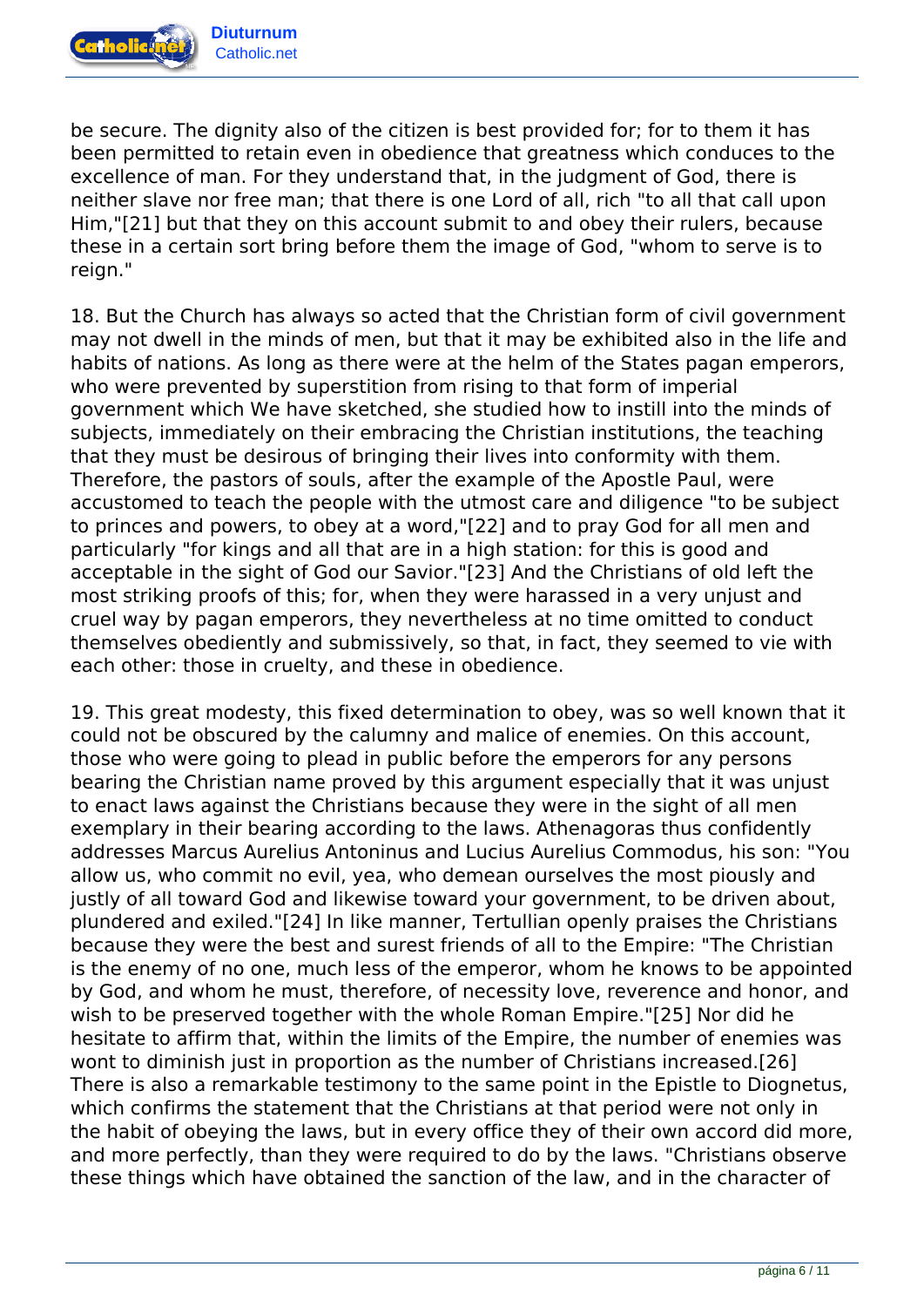be secure. The dignity also of the citizen is best provided for; for to them it has been permitted to retain even in obedience that greatness which conduces to the excellence of man. For they understand that, in the judgment of God, there is neither slave nor free man; that there is one Lord of all, rich "to all that call upon Him,"[21] but that they on this account submit to and obey their rulers, because these in a certain sort bring before them the image of God, "whom to serve is to reign."

18. But the Church has always so acted that the Christian form of civil government may not dwell in the minds of men, but that it may be exhibited also in the life and habits of nations. As long as there were at the helm of the States pagan emperors, who were prevented by superstition from rising to that form of imperial government which We have sketched, she studied how to instill into the minds of subjects, immediately on their embracing the Christian institutions, the teaching that they must be desirous of bringing their lives into conformity with them. Therefore, the pastors of souls, after the example of the Apostle Paul, were accustomed to teach the people with the utmost care and diligence "to be subject to princes and powers, to obey at a word,"[22] and to pray God for all men and particularly "for kings and all that are in a high station: for this is good and acceptable in the sight of God our Savior."[23] And the Christians of old left the most striking proofs of this; for, when they were harassed in a very unjust and cruel way by pagan emperors, they nevertheless at no time omitted to conduct themselves obediently and submissively, so that, in fact, they seemed to vie with each other: those in cruelty, and these in obedience.

19. This great modesty, this fixed determination to obey, was so well known that it could not be obscured by the calumny and malice of enemies. On this account, those who were going to plead in public before the emperors for any persons bearing the Christian name proved by this argument especially that it was unjust to enact laws against the Christians because they were in the sight of all men exemplary in their bearing according to the laws. Athenagoras thus confidently addresses Marcus Aurelius Antoninus and Lucius Aurelius Commodus, his son: "You allow us, who commit no evil, yea, who demean ourselves the most piously and justly of all toward God and likewise toward your government, to be driven about, plundered and exiled."[24] In like manner, Tertullian openly praises the Christians because they were the best and surest friends of all to the Empire: "The Christian is the enemy of no one, much less of the emperor, whom he knows to be appointed by God, and whom he must, therefore, of necessity love, reverence and honor, and wish to be preserved together with the whole Roman Empire."[25] Nor did he hesitate to affirm that, within the limits of the Empire, the number of enemies was wont to diminish just in proportion as the number of Christians increased.[26] There is also a remarkable testimony to the same point in the Epistle to Diognetus, which confirms the statement that the Christians at that period were not only in the habit of obeying the laws, but in every office they of their own accord did more, and more perfectly, than they were required to do by the laws. "Christians observe these things which have obtained the sanction of the law, and in the character of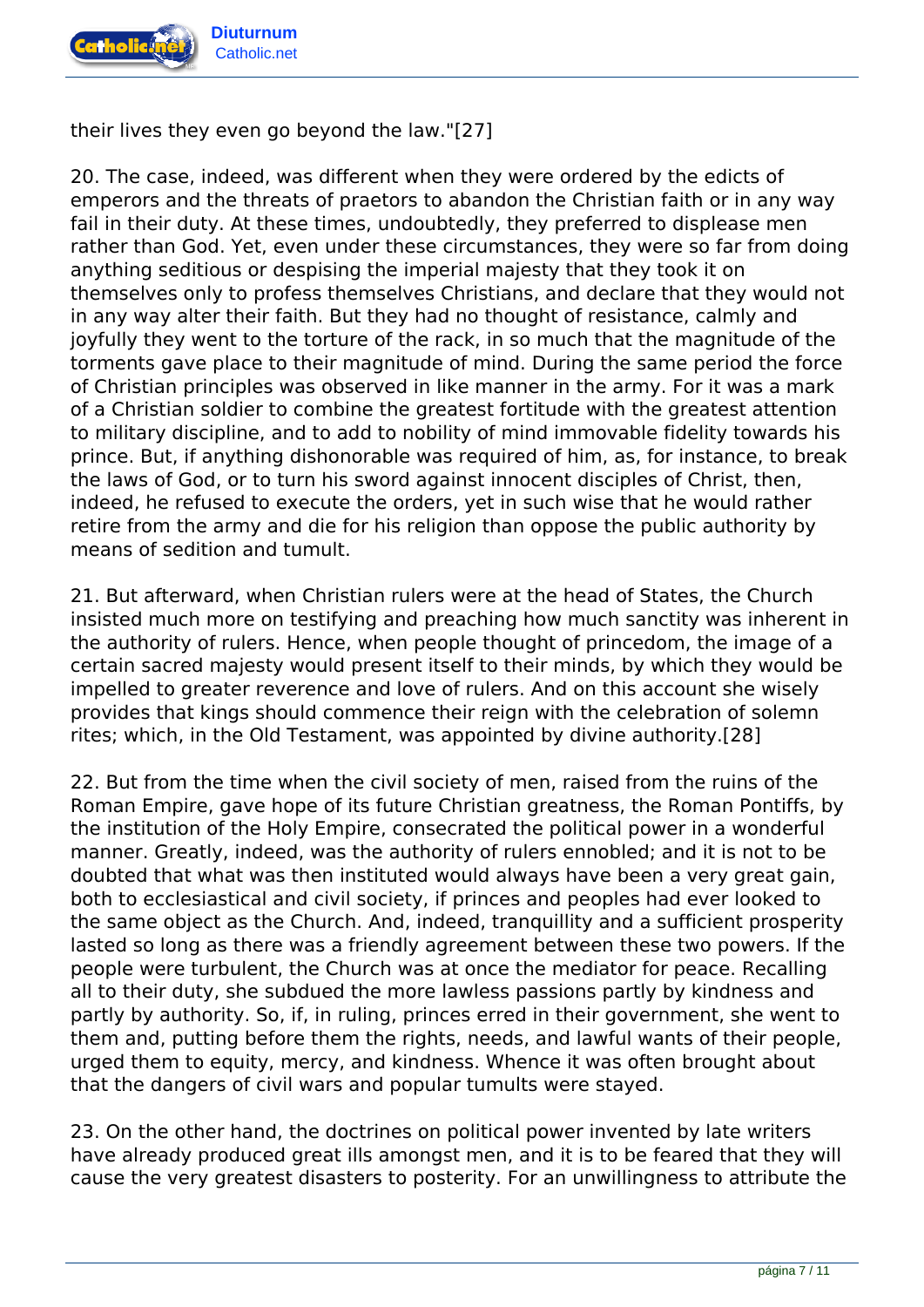their lives they even go beyond the law."[27]

20. The case, indeed, was different when they were ordered by the edicts of emperors and the threats of praetors to abandon the Christian faith or in any way fail in their duty. At these times, undoubtedly, they preferred to displease men rather than God. Yet, even under these circumstances, they were so far from doing anything seditious or despising the imperial majesty that they took it on themselves only to profess themselves Christians, and declare that they would not in any way alter their faith. But they had no thought of resistance, calmly and joyfully they went to the torture of the rack, in so much that the magnitude of the torments gave place to their magnitude of mind. During the same period the force of Christian principles was observed in like manner in the army. For it was a mark of a Christian soldier to combine the greatest fortitude with the greatest attention to military discipline, and to add to nobility of mind immovable fidelity towards his prince. But, if anything dishonorable was required of him, as, for instance, to break the laws of God, or to turn his sword against innocent disciples of Christ, then, indeed, he refused to execute the orders, yet in such wise that he would rather retire from the army and die for his religion than oppose the public authority by means of sedition and tumult.

21. But afterward, when Christian rulers were at the head of States, the Church insisted much more on testifying and preaching how much sanctity was inherent in the authority of rulers. Hence, when people thought of princedom, the image of a certain sacred majesty would present itself to their minds, by which they would be impelled to greater reverence and love of rulers. And on this account she wisely provides that kings should commence their reign with the celebration of solemn rites; which, in the Old Testament, was appointed by divine authority.[28]

22. But from the time when the civil society of men, raised from the ruins of the Roman Empire, gave hope of its future Christian greatness, the Roman Pontiffs, by the institution of the Holy Empire, consecrated the political power in a wonderful manner. Greatly, indeed, was the authority of rulers ennobled; and it is not to be doubted that what was then instituted would always have been a very great gain, both to ecclesiastical and civil society, if princes and peoples had ever looked to the same object as the Church. And, indeed, tranquillity and a sufficient prosperity lasted so long as there was a friendly agreement between these two powers. If the people were turbulent, the Church was at once the mediator for peace. Recalling all to their duty, she subdued the more lawless passions partly by kindness and partly by authority. So, if, in ruling, princes erred in their government, she went to them and, putting before them the rights, needs, and lawful wants of their people, urged them to equity, mercy, and kindness. Whence it was often brought about that the dangers of civil wars and popular tumults were stayed.

23. On the other hand, the doctrines on political power invented by late writers have already produced great ills amongst men, and it is to be feared that they will cause the very greatest disasters to posterity. For an unwillingness to attribute the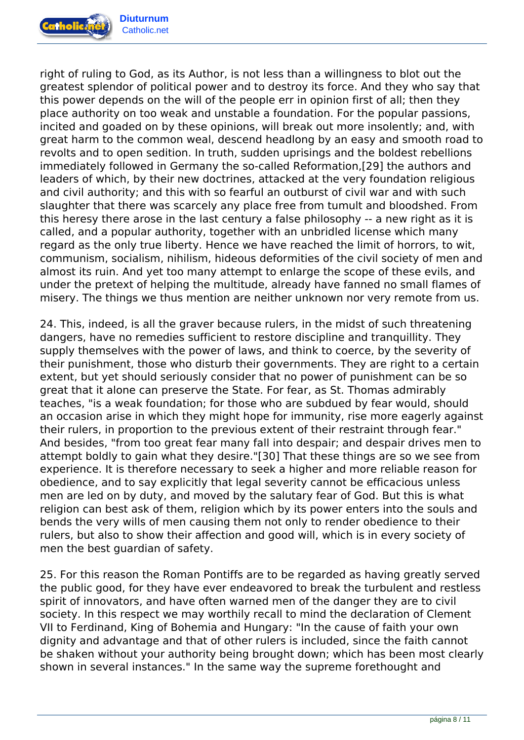right of ruling to God, as its Author, is not less than a willingness to blot out the greatest splendor of political power and to destroy its force. And they who say that this power depends on the will of the people err in opinion first of all; then they place authority on too weak and unstable a foundation. For the popular passions, incited and goaded on by these opinions, will break out more insolently; and, with great harm to the common weal, descend headlong by an easy and smooth road to revolts and to open sedition. In truth, sudden uprisings and the boldest rebellions immediately followed in Germany the so-called Reformation,[29] the authors and leaders of which, by their new doctrines, attacked at the very foundation religious and civil authority; and this with so fearful an outburst of civil war and with such slaughter that there was scarcely any place free from tumult and bloodshed. From this heresy there arose in the last century a false philosophy -- a new right as it is called, and a popular authority, together with an unbridled license which many regard as the only true liberty. Hence we have reached the limit of horrors, to wit, communism, socialism, nihilism, hideous deformities of the civil society of men and almost its ruin. And yet too many attempt to enlarge the scope of these evils, and under the pretext of helping the multitude, already have fanned no small flames of misery. The things we thus mention are neither unknown nor very remote from us.

24. This, indeed, is all the graver because rulers, in the midst of such threatening dangers, have no remedies sufficient to restore discipline and tranquillity. They supply themselves with the power of laws, and think to coerce, by the severity of their punishment, those who disturb their governments. They are right to a certain extent, but yet should seriously consider that no power of punishment can be so great that it alone can preserve the State. For fear, as St. Thomas admirably teaches, "is a weak foundation; for those who are subdued by fear would, should an occasion arise in which they might hope for immunity, rise more eagerly against their rulers, in proportion to the previous extent of their restraint through fear." And besides, "from too great fear many fall into despair; and despair drives men to attempt boldly to gain what they desire."[30] That these things are so we see from experience. It is therefore necessary to seek a higher and more reliable reason for obedience, and to say explicitly that legal severity cannot be efficacious unless men are led on by duty, and moved by the salutary fear of God. But this is what religion can best ask of them, religion which by its power enters into the souls and bends the very wills of men causing them not only to render obedience to their rulers, but also to show their affection and good will, which is in every society of men the best guardian of safety.

25. For this reason the Roman Pontiffs are to be regarded as having greatly served the public good, for they have ever endeavored to break the turbulent and restless spirit of innovators, and have often warned men of the danger they are to civil society. In this respect we may worthily recall to mind the declaration of Clement VII to Ferdinand, King of Bohemia and Hungary: "In the cause of faith your own dignity and advantage and that of other rulers is included, since the faith cannot be shaken without your authority being brought down; which has been most clearly shown in several instances." In the same way the supreme forethought and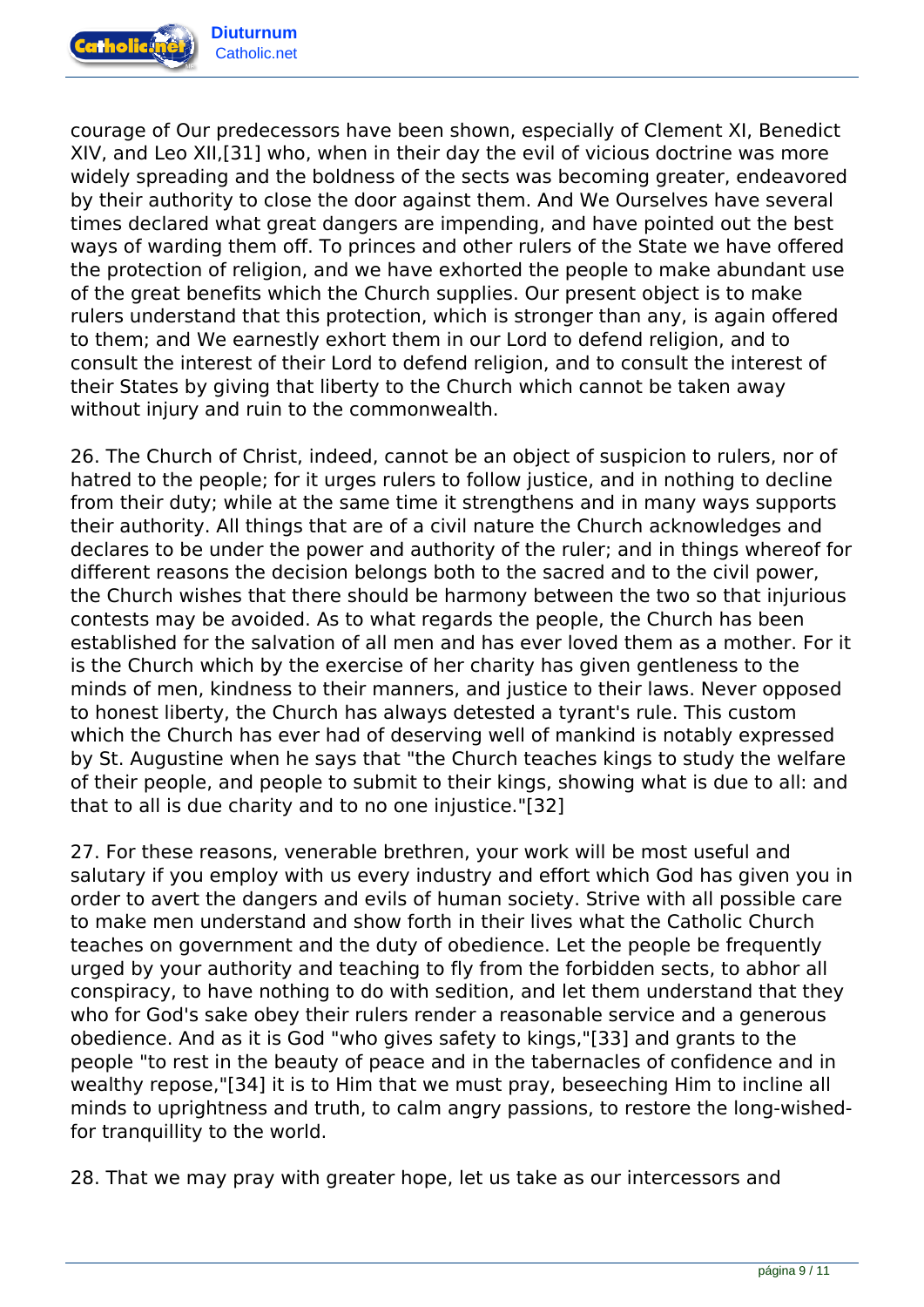courage of Our predecessors have been shown, especially of Clement XI, Benedict XIV, and Leo XII,[31] who, when in their day the evil of vicious doctrine was more widely spreading and the boldness of the sects was becoming greater, endeavored by their authority to close the door against them. And We Ourselves have several times declared what great dangers are impending, and have pointed out the best ways of warding them off. To princes and other rulers of the State we have offered the protection of religion, and we have exhorted the people to make abundant use of the great benefits which the Church supplies. Our present object is to make rulers understand that this protection, which is stronger than any, is again offered to them; and We earnestly exhort them in our Lord to defend religion, and to consult the interest of their Lord to defend religion, and to consult the interest of their States by giving that liberty to the Church which cannot be taken away without injury and ruin to the commonwealth.

26. The Church of Christ, indeed, cannot be an object of suspicion to rulers, nor of hatred to the people; for it urges rulers to follow justice, and in nothing to decline from their duty; while at the same time it strengthens and in many ways supports their authority. All things that are of a civil nature the Church acknowledges and declares to be under the power and authority of the ruler; and in things whereof for different reasons the decision belongs both to the sacred and to the civil power, the Church wishes that there should be harmony between the two so that injurious contests may be avoided. As to what regards the people, the Church has been established for the salvation of all men and has ever loved them as a mother. For it is the Church which by the exercise of her charity has given gentleness to the minds of men, kindness to their manners, and justice to their laws. Never opposed to honest liberty, the Church has always detested a tyrant's rule. This custom which the Church has ever had of deserving well of mankind is notably expressed by St. Augustine when he says that "the Church teaches kings to study the welfare of their people, and people to submit to their kings, showing what is due to all: and that to all is due charity and to no one injustice."[32]

27. For these reasons, venerable brethren, your work will be most useful and salutary if you employ with us every industry and effort which God has given you in order to avert the dangers and evils of human society. Strive with all possible care to make men understand and show forth in their lives what the Catholic Church teaches on government and the duty of obedience. Let the people be frequently urged by your authority and teaching to fly from the forbidden sects, to abhor all conspiracy, to have nothing to do with sedition, and let them understand that they who for God's sake obey their rulers render a reasonable service and a generous obedience. And as it is God "who gives safety to kings,"[33] and grants to the people "to rest in the beauty of peace and in the tabernacles of confidence and in wealthy repose,"[34] it is to Him that we must pray, beseeching Him to incline all minds to uprightness and truth, to calm angry passions, to restore the long-wished-for tranquillity to the world.

28. That we may pray with greater hope, let us take as our intercessors and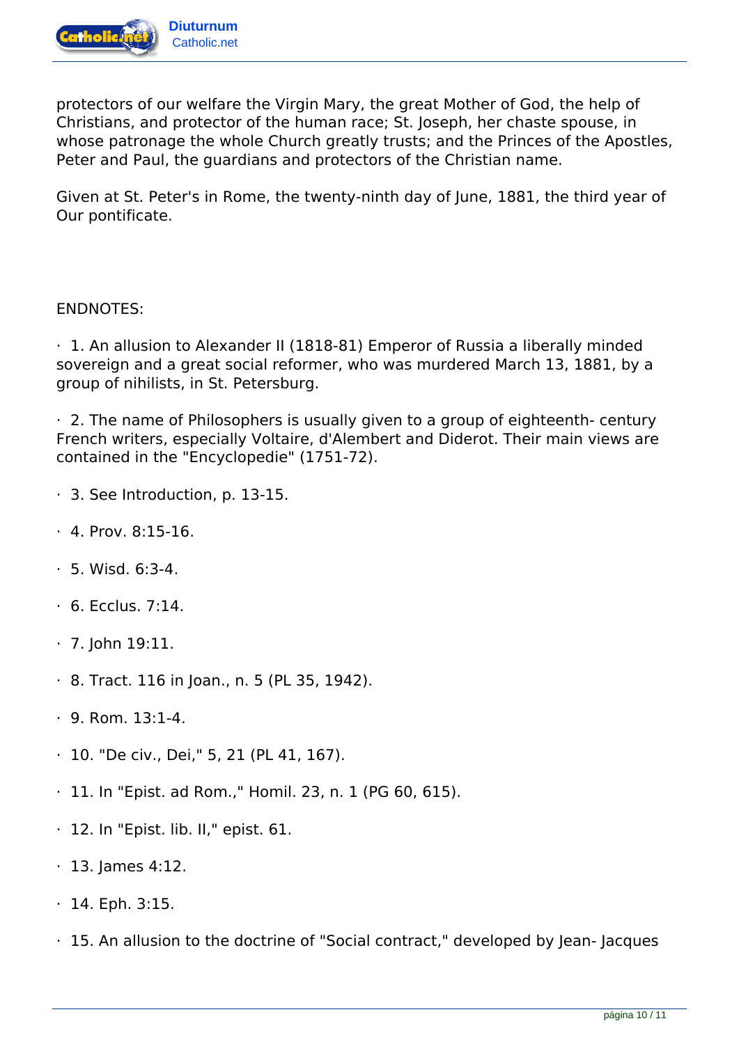protectors of our welfare the Virgin Mary, the great Mother of God, the help of Christians, and protector of the human race; St. Joseph, her chaste spouse, in whose patronage the whole Church greatly trusts; and the Princes of the Apostles, Peter and Paul, the guardians and protectors of the Christian name.

Given at St. Peter's in Rome, the twenty-ninth day of June, 1881, the third year of Our pontificate.

ENDNOTES:

· 1. An allusion to Alexander II (1818-81) Emperor of Russia a liberally minded sovereign and a great social reformer, who was murdered March 13, 1881, by a group of nihilists, in St. Petersburg.

· 2. The name of Philosophers is usually given to a group of eighteenth- century French writers, especially Voltaire, d'Alembert and Diderot. Their main views are contained in the "Encyclopedie" (1751-72).

· 3. See Introduction, p. 13-15.

· 4. Prov. 8:15-16.

· 5. Wisd. 6:3-4.

· 6. Ecclus. 7:14.

· 7. John 19:11.

· 8. Tract. 116 in Joan., n. 5 (PL 35, 1942).

· 9. Rom. 13:1-4.

· 10. "De civ., Dei," 5, 21 (PL 41, 167).

· 11. In "Epist. ad Rom.," Homil. 23, n. 1 (PG 60, 615).

· 12. In "Epist. lib. II," epist. 61.

· 13. James 4:12.

· 14. Eph. 3:15.

· 15. An allusion to the doctrine of "Social contract," developed by Jean- Jacques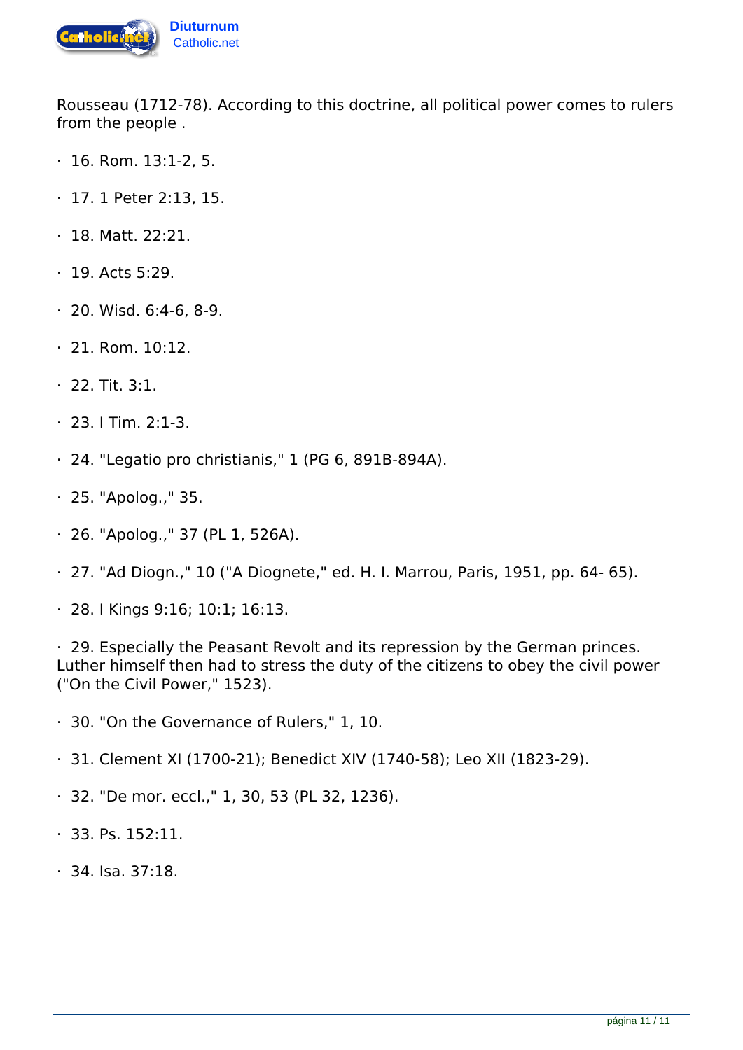Rousseau (1712-78). According to this doctrine, all political power comes to rulers from the people .

· 16. Rom. 13:1-2, 5.

· 17. 1 Peter 2:13, 15.

· 18. Matt. 22:21.

· 19. Acts 5:29.

· 20. Wisd. 6:4-6, 8-9.

· 21. Rom. 10:12.

· 22. Tit. 3:1.

· 23. I Tim. 2:1-3.

· 24. "Legatio pro christianis," 1 (PG 6, 891B-894A).

· 25. "Apolog.," 35.

· 26. "Apolog.," 37 (PL 1, 526A).

· 27. "Ad Diogn.," 10 ("A Diognete," ed. H. I. Marrou, Paris, 1951, pp. 64- 65).

· 28. I Kings 9:16; 10:1; 16:13.

· 29. Especially the Peasant Revolt and its repression by the German princes. Luther himself then had to stress the duty of the citizens to obey the civil power ("On the Civil Power," 1523).

· 30. "On the Governance of Rulers," 1, 10.

· 31. Clement XI (1700-21); Benedict XIV (1740-58); Leo XII (1823-29).

· 32. "De mor. eccl.," 1, 30, 53 (PL 32, 1236).

· 33. Ps. 152:11.

· 34. Isa. 37:18.